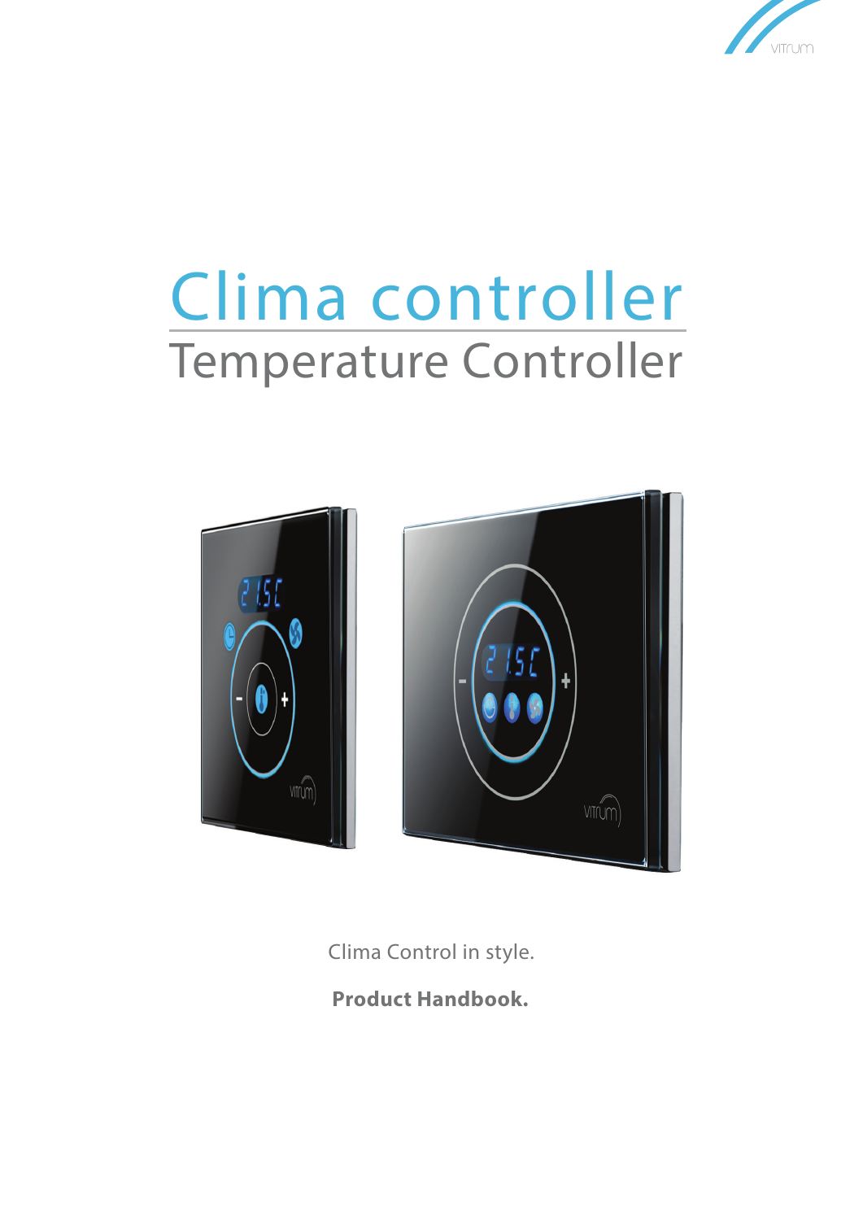# Clima controller

## Temperature Controller

Clima Control in style.

**Product Handbook.**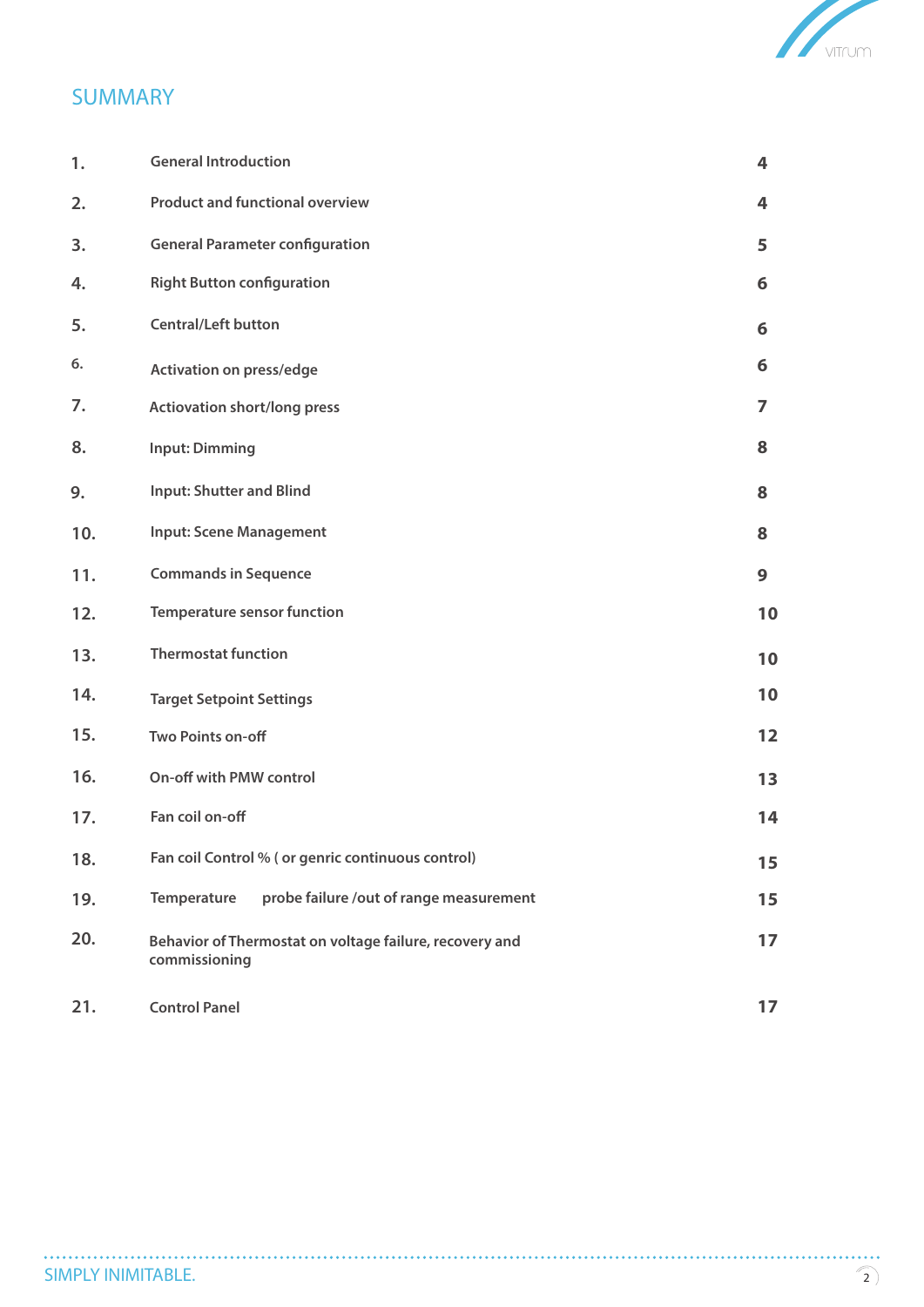# SUMMARY

| | | |
|---|---|---|
| 1. | General Introduction | 4 |
| 2. | Product and functional overview | 4 |
| 3. | General Parameter configuration | 5 |
| 4. | Right Button configuration | 6 |
| 5. | Central/Left button | 6 |
| 6. | Activation on press/edge | 6 |
| 7. | Actiovation short/long press | 7 |
| 8. | Input: Dimming | 8 |
| 9. | Input: Shutter and Blind | 8 |
| 10. | Input: Scene Management | 8 |
| 11. | Commands in Sequence | 9 |
| 12. | Temperature sensor function | 10 |
| 13. | Thermostat function | 10 |
| 14. | Target Setpoint Settings | 10 |
| 15. | Two Points on-off | 12 |
| 16. | On-off with PMW control | 13 |
| 17. | Fan coil on-off | 14 |
| 18. | Fan coil Control % ( or genric continuous control) | 15 |
| 19. | Temperature probe failure /out of range measurement | 15 |
| 20. | Behavior of Thermostat on voltage failure, recovery and commissioning | 17 |
| 21. | Control Panel | 17 |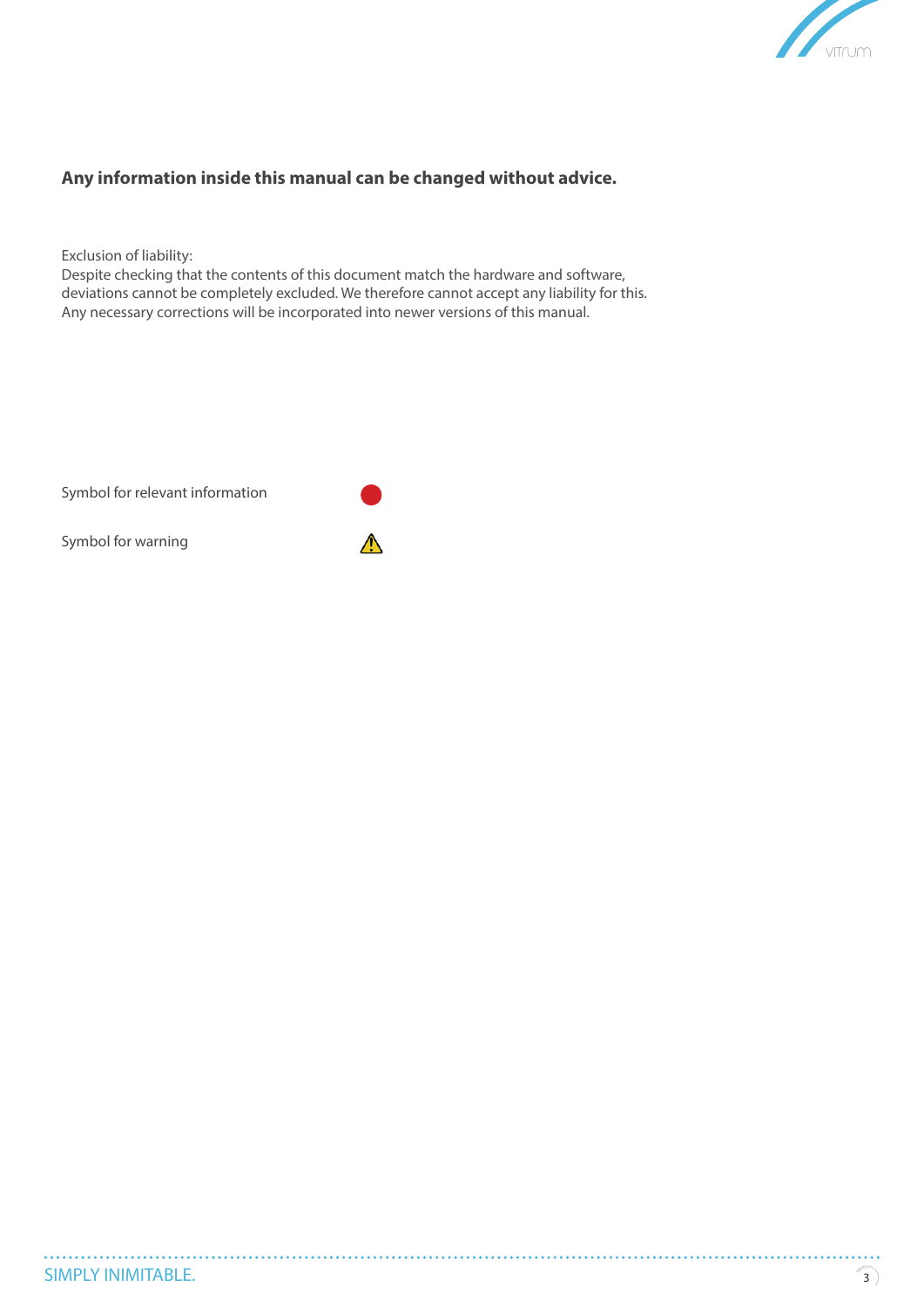**Any information inside this manual can be changed without advice.**

Exclusion of liability:
Despite checking that the contents of this document match the hardware and software, deviations cannot be completely excluded. We therefore cannot accept any liability for this. Any necessary corrections will be incorporated into newer versions of this manual.

| | |
|---|---|
| Symbol for relevant information | 🔴 |
| Symbol for warning | ⚠ |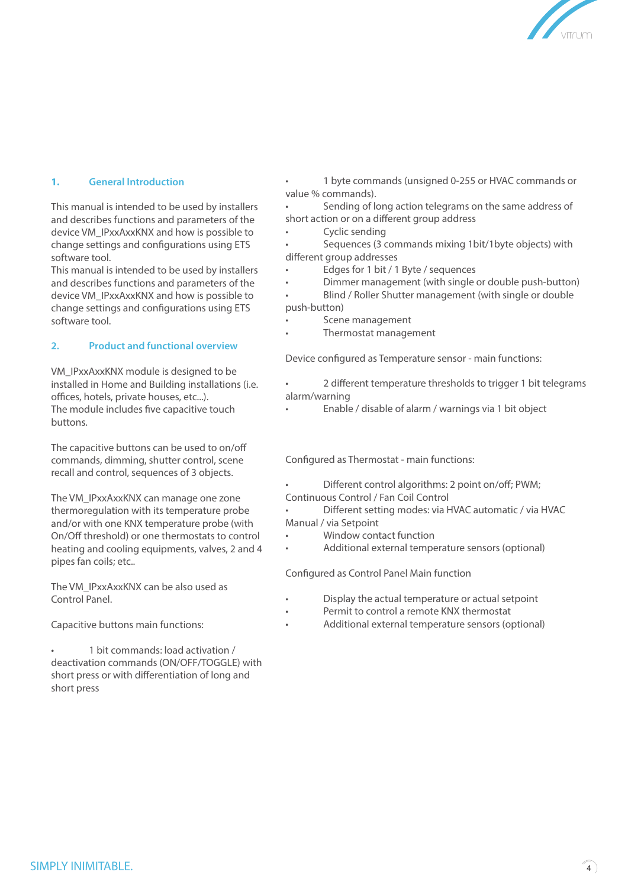## 1. General Introduction

This manual is intended to be used by installers and describes functions and parameters of the device VM_IPxxAxxKNX and how is possible to change settings and configurations using ETS software tool.
This manual is intended to be used by installers and describes functions and parameters of the device VM_IPxxAxxKNX and how is possible to change settings and configurations using ETS software tool.

## 2. Product and functional overview

VM_IPxxAxxKNX module is designed to be installed in Home and Building installations (i.e. offices, hotels, private houses, etc...).
The module includes five capacitive touch buttons.

The capacitive buttons can be used to on/off commands, dimming, shutter control, scene recall and control, sequences of 3 objects.

The VM_IPxxAxxKNX can manage one zone thermoregulation with its temperature probe and/or with one KNX temperature probe (with On/Off threshold) or one thermostats to control heating and cooling equipments, valves, 2 and 4 pipes fan coils; etc..

The VM_IPxxAxxKNX can be also used as Control Panel.

Capacitive buttons main functions:

- 1 bit commands: load activation / deactivation commands (ON/OFF/TOGGLE) with short press or with differentiation of long and short press
- 1 byte commands (unsigned 0-255 or HVAC commands or value % commands).
- Sending of long action telegrams on the same address of short action or on a different group address
- Cyclic sending
- Sequences (3 commands mixing 1bit/1byte objects) with different group addresses
- Edges for 1 bit / 1 Byte / sequences
- Dimmer management (with single or double push-button)
- Blind / Roller Shutter management (with single or double push-button)
- Scene management
- Thermostat management

Device configured as Temperature sensor - main functions:

- 2 different temperature thresholds to trigger 1 bit telegrams alarm/warning
- Enable / disable of alarm / warnings via 1 bit object

Configured as Thermostat - main functions:

- Different control algorithms: 2 point on/off; PWM; Continuous Control / Fan Coil Control
- Different setting modes: via HVAC automatic / via HVAC Manual / via Setpoint
- Window contact function
- Additional external temperature sensors (optional)

Configured as Control Panel Main function

- Display the actual temperature or actual setpoint
- Permit to control a remote KNX thermostat
- Additional external temperature sensors (optional)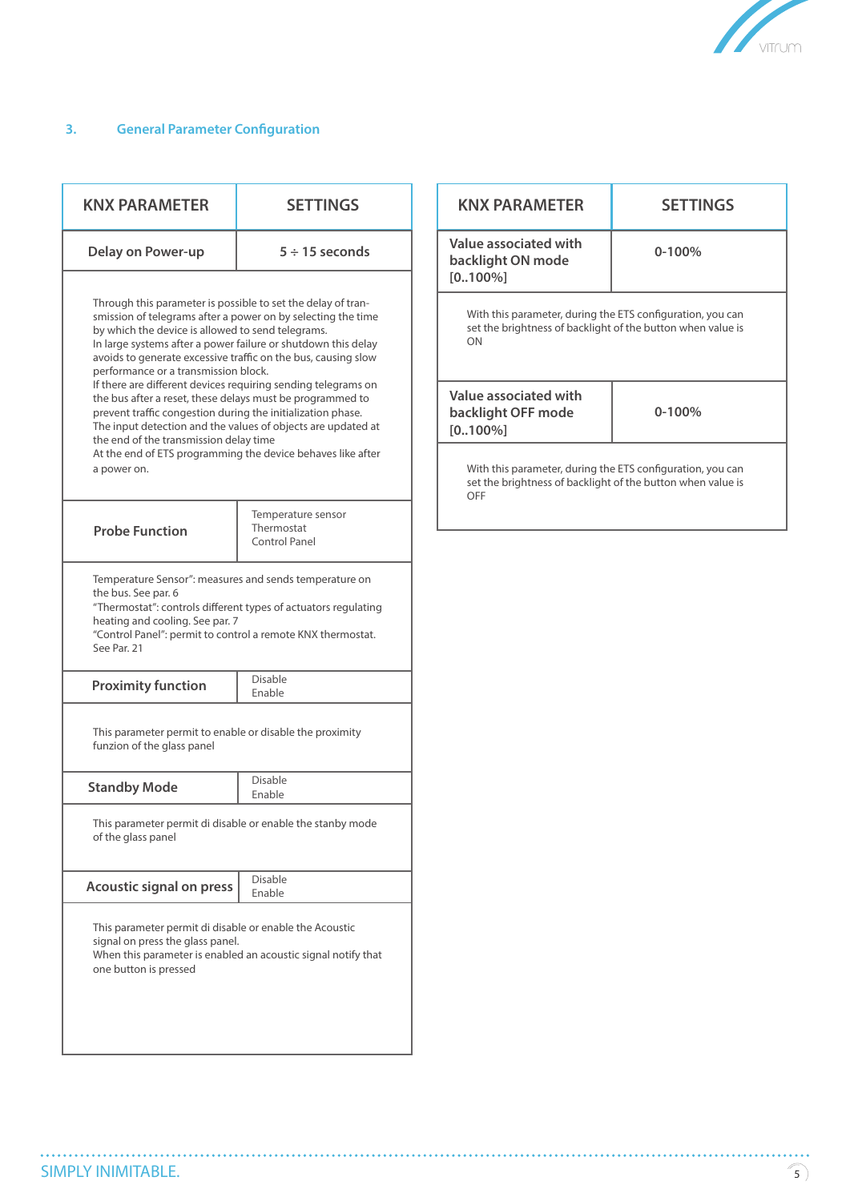## 3. General Parameter Configuration

| KNX PARAMETER | SETTINGS |
|---|---|
| **Delay on Power-up** | **5 ÷ 15 seconds** |
| Through this parameter is possible to set the delay of transmission of telegrams after a power on by selecting the time by which the device is allowed to send telegrams.<br>In large systems after a power failure or shutdown this delay avoids to generate excessive traffic on the bus, causing slow performance or a transmission block.<br>If there are different devices requiring sending telegrams on the bus after a reset, these delays must be programmed to prevent traffic congestion during the initialization phase.<br>The input detection and the values of objects are updated at the end of the transmission delay time<br>At the end of ETS programming the device behaves like after a power on. | |
| **Probe Function** | Temperature sensor<br>Thermostat<br>Control Panel |
| Temperature Sensor": measures and sends temperature on the bus. See par. 6<br>"Thermostat": controls different types of actuators regulating heating and cooling. See par. 7<br>"Control Panel": permit to control a remote KNX thermostat. See Par. 21 | |
| **Proximity function** | Disable<br>Enable |
| This parameter permit to enable or disable the proximity funzion of the glass panel | |
| **Standby Mode** | Disable<br>Enable |
| This parameter permit di disable or enable the stanby mode of the glass panel | |
| **Acoustic signal on press** | Disable<br>Enable |
| This parameter permit di disable or enable the Acoustic signal on press the glass panel.<br>When this parameter is enabled an acoustic signal notify that one button is pressed | |

| KNX PARAMETER | SETTINGS |
|---|---|
| **Value associated with backlight ON mode [0..100%]** | **0-100%** |
| With this parameter, during the ETS configuration, you can set the brightness of backlight of the button when value is ON | |
| **Value associated with backlight OFF mode [0..100%]** | **0-100%** |
| With this parameter, during the ETS configuration, you can set the brightness of backlight of the button when value is OFF | |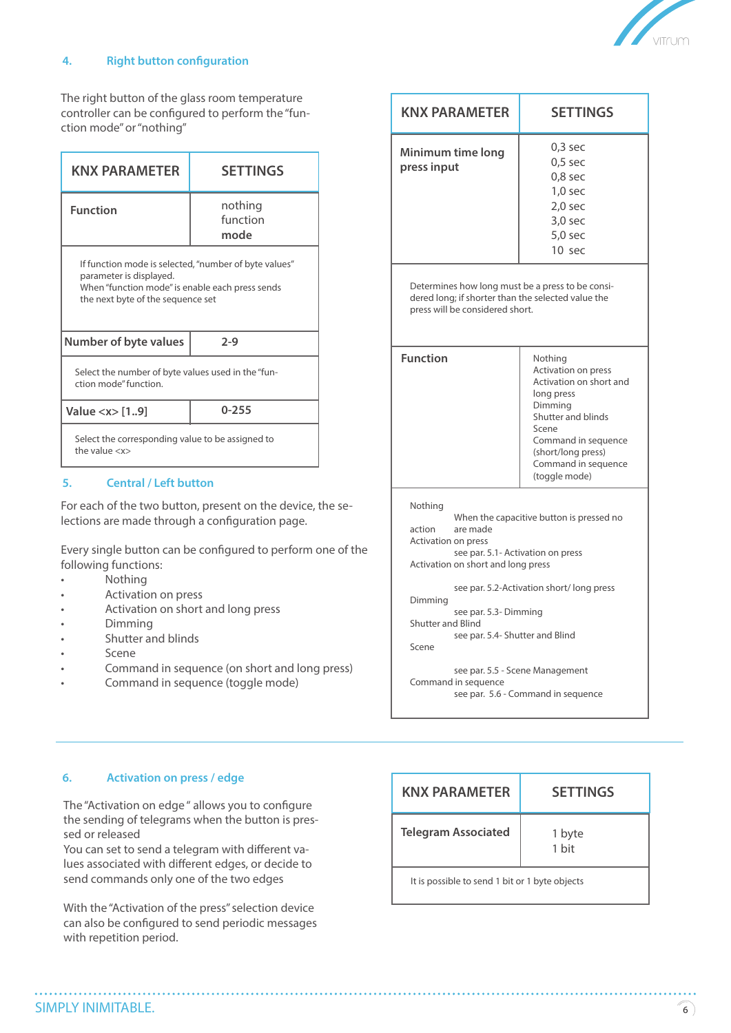## 4. Right button configuration

The right button of the glass room temperature controller can be configured to perform the "function mode" or "nothing"

| KNX PARAMETER | SETTINGS |
|---|---|
| **Function** | nothing<br>function<br>**mode** |
| If function mode is selected, "number of byte values" parameter is displayed.<br>When "function mode" is enable each press sends the next byte of the sequence set | |
| **Number of byte values** | **2-9** |
| Select the number of byte values used in the "function mode" function. | |
| **Value <x> [1..9]** | **0-255** |
| Select the corresponding value to be assigned to the value <x> | |

## 5. Central / Left button

For each of the two button, present on the device, the selections are made through a configuration page.

Every single button can be configured to perform one of the following functions:

- Nothing
- Activation on press
- Activation on short and long press
- Dimming
- Shutter and blinds
- Scene
- Command in sequence (on short and long press)
- Command in sequence (toggle mode)

| KNX PARAMETER | SETTINGS |
|---|---|
| **Minimum time long press input** | 0,3 sec<br>0,5 sec<br>0,8 sec<br>1,0 sec<br>2,0 sec<br>3,0 sec<br>5,0 sec<br>10 sec |
| Determines how long must be a press to be considered long; if shorter than the selected value the press will be considered short. | |
| **Function** | Nothing<br>Activation on press<br>Activation on short and long press<br>Dimming<br>Shutter and blinds<br>Scene<br>Command in sequence (short/long press)<br>Command in sequence (toggle mode) |
| Nothing<br>When the capacitive button is pressed no action are made<br>Activation on press<br>see par. 5.1- Activation on press<br>Activation on short and long press<br>see par. 5.2-Activation short/ long press<br>Dimming<br>see par. 5.3- Dimming<br>Shutter and Blind<br>see par. 5.4- Shutter and Blind<br>Scene<br>see par. 5.5 - Scene Management<br>Command in sequence<br>see par. 5.6 - Command in sequence | |

## 6. Activation on press / edge

The "Activation on edge" allows you to configure the sending of telegrams when the button is pressed or released
You can set to send a telegram with different values associated with different edges, or decide to send commands only one of the two edges

With the "Activation of the press" selection device can also be configured to send periodic messages with repetition period.

| KNX PARAMETER | SETTINGS |
|---|---|
| **Telegram Associated** | 1 byte<br>1 bit |
| It is possible to send 1 bit or 1 byte objects | |

SIMPLY INIMITABLE.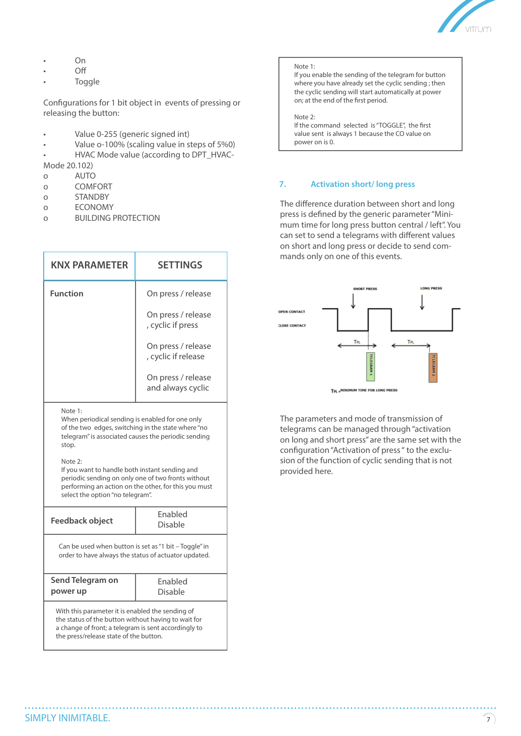- On
- Off
- Toggle

Configurations for 1 bit object in events of pressing or releasing the button:

- Value 0-255 (generic signed int)
- Value o-100% (scaling value in steps of 5%0)
- HVAC Mode value (according to DPT_HVAC-Mode 20.102)
  - AUTO
  - COMFORT
  - STANDBY
  - ECONOMY
  - BUILDING PROTECTION

| KNX PARAMETER | SETTINGS |
|---|---|
| **Function** | On press / release<br><br>On press / release , cyclic if press<br><br>On press / release , cyclic if release<br><br>On press / release and always cyclic |
| Note 1:<br>When periodical sending is enabled for one only of the two edges, switching in the state where "no telegram" is associated causes the periodic sending stop.<br><br>Note 2:<br>If you want to handle both instant sending and periodic sending on only one of two fronts without performing an action on the other, for this you must select the option "no telegram". | |
| **Feedback object** | Enabled<br>Disable |
| Can be used when button is set as "1 bit – Toggle" in order to have always the status of actuator updated. | |
| **Send Telegram on power up** | Enabled<br>Disable |
| With this parameter it is enabled the sending of the status of the button without having to wait for a change of front; a telegram is sent accordingly to the press/release state of the button. | |

> Note 1:
> If you enable the sending of the telegram for button where you have already set the cyclic sending ; then the cyclic sending will start automatically at power on; at the end of the first period.
>
> Note 2:
> If the command selected is "TOGGLE", the first value sent is always 1 because the CO value on power on is 0.

## 7. Activation short/ long press

The difference duration between short and long press is defined by the generic parameter "Minimum time for long press button central / left". You can set to send a telegrams with different values on short and long press or decide to send commands only on one of this events.

SHORT PRESS LONG PRESS
OPEN CONTACT
CLOSE CONTACT
$T_{PL}$ $T_{PL}$
TELEGRAM 1 TELEGRAM 2
$T_{PL}$ = MINIMUM TIME FOR LONG PRESS

The parameters and mode of transmission of telegrams can be managed through "activation on long and short press" are the same set with the configuration "Activation of press " to the exclusion of the function of cyclic sending that is not provided here.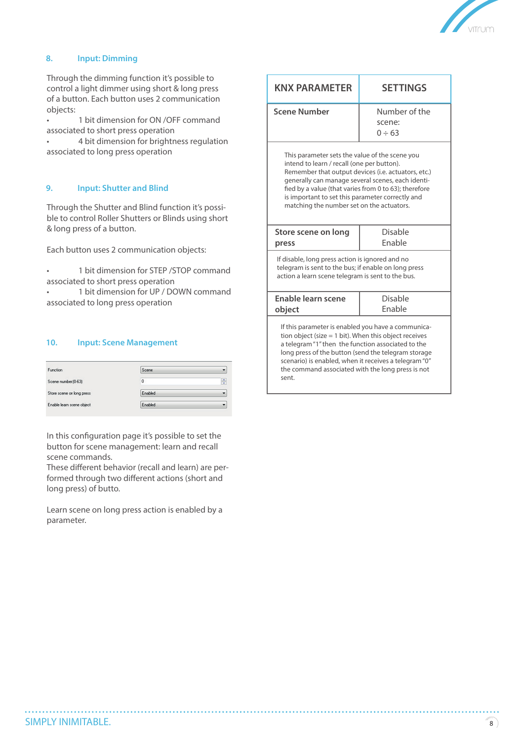## 8. Input: Dimming

Through the dimming function it's possible to control a light dimmer using short & long press of a button. Each button uses 2 communication objects:

- 1 bit dimension for ON /OFF command associated to short press operation
- 4 bit dimension for brightness regulation associated to long press operation

## 9. Input: Shutter and Blind

Through the Shutter and Blind function it's possible to control Roller Shutters or Blinds using short & long press of a button.

Each button uses 2 communication objects:

- 1 bit dimension for STEP /STOP command associated to short press operation
- 1 bit dimension for UP / DOWN command associated to long press operation

## 10. Input: Scene Management

| | |
|---|---|
| Function | Scene |
| Scene number(0-63) | 0 |
| Store scene on long press | Enabled |
| Enable learn scene object | Enabled |

In this configuration page it's possible to set the button for scene management: learn and recall scene commands.
These different behavior (recall and learn) are performed through two different actions (short and long press) of butto.

Learn scene on long press action is enabled by a parameter.

| KNX PARAMETER | SETTINGS |
|---|---|
| **Scene Number** | Number of the scene: 0 ÷ 63 |
| This parameter sets the value of the scene you intend to learn / recall (one per button). Remember that output devices (i.e. actuators, etc.) generally can manage several scenes, each identified by a value (that varies from 0 to 63); therefore is important to set this parameter correctly and matching the number set on the actuators. | |
| **Store scene on long press** | Disable<br>Enable |
| If disable, long press action is ignored and no telegram is sent to the bus; if enable on long press action a learn scene telegram is sent to the bus. | |
| **Enable learn scene object** | Disable<br>Enable |
| If this parameter is enabled you have a communication object (size = 1 bit). When this object receives a telegram "1" then the function associated to the long press of the button (send the telegram storage scenario) is enabled, when it receives a telegram "0" the command associated with the long press is not sent. | |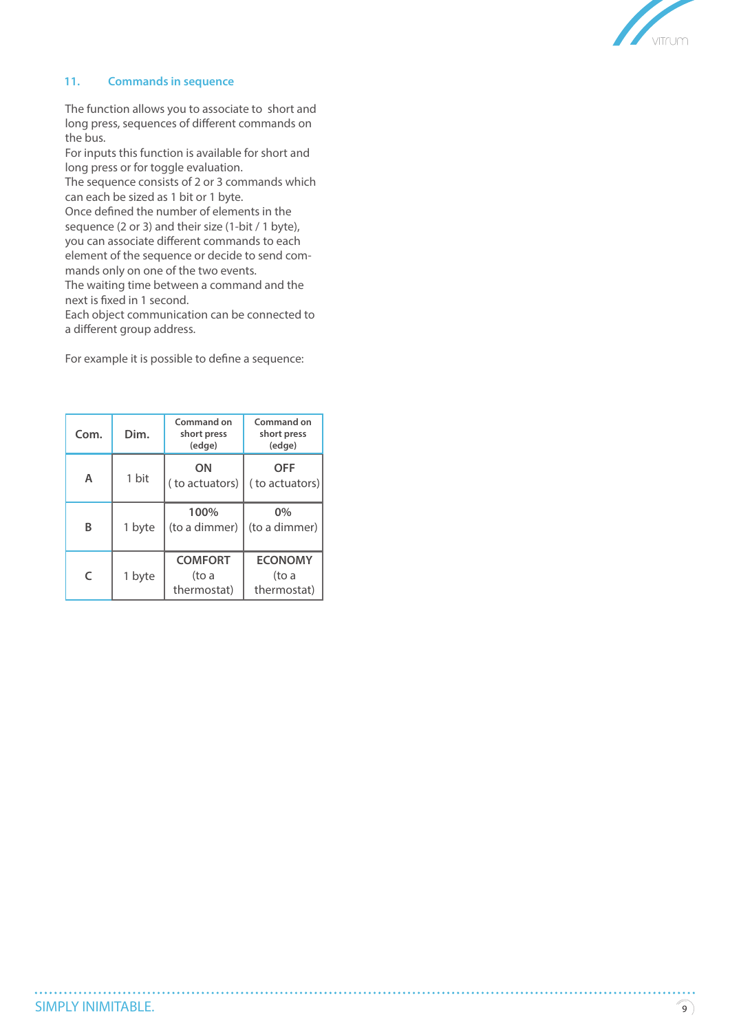## 11. Commands in sequence

The function allows you to associate to short and long press, sequences of different commands on the bus.
For inputs this function is available for short and long press or for toggle evaluation.
The sequence consists of 2 or 3 commands which can each be sized as 1 bit or 1 byte.
Once defined the number of elements in the sequence (2 or 3) and their size (1-bit / 1 byte), you can associate different commands to each element of the sequence or decide to send commands only on one of the two events.
The waiting time between a command and the next is fixed in 1 second.
Each object communication can be connected to a different group address.

For example it is possible to define a sequence:

| Com. | Dim. | Command on short press (edge) | Command on short press (edge) |
|---|---|---|---|
| A | 1 bit | ON ( to actuators) | OFF ( to actuators) |
| B | 1 byte | 100% (to a dimmer) | 0% (to a dimmer) |
| C | 1 byte | COMFORT (to a thermostat) | ECONOMY (to a thermostat) |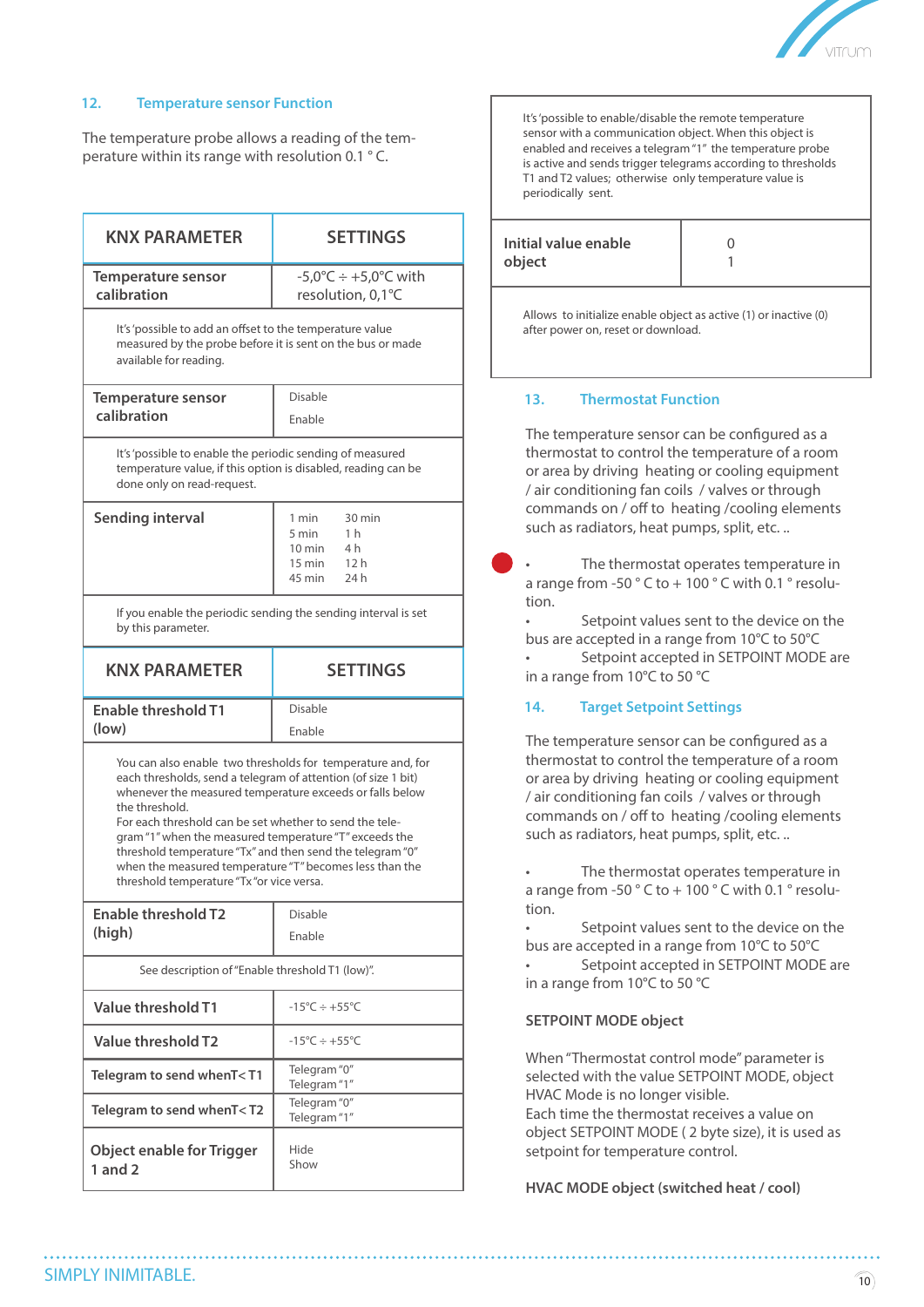## 12. Temperature sensor Function

The temperature probe allows a reading of the temperature within its range with resolution 0.1 ° C.

| KNX PARAMETER | SETTINGS |
|---|---|
| Temperature sensor calibration | -5,0°C ÷ +5,0°C with resolution, 0,1°C |
| It's 'possible to add an offset to the temperature value measured by the probe before it is sent on the bus or made available for reading. | |
| Temperature sensor calibration | Disable<br>Enable |
| It's 'possible to enable the periodic sending of measured temperature value, if this option is disabled, reading can be done only on read-request. | |
| Sending interval | 1 min 30 min<br>5 min 1 h<br>10 min 4 h<br>15 min 12 h<br>45 min 24 h |
| If you enable the periodic sending the sending interval is set by this parameter. | |

| KNX PARAMETER | SETTINGS |
|---|---|
| Enable threshold T1 (low) | Disable<br>Enable |
| You can also enable two thresholds for temperature and, for each thresholds, send a telegram of attention (of size 1 bit) whenever the measured temperature exceeds or falls below the threshold.<br>For each threshold can be set whether to send the telegram "1" when the measured temperature "T" exceeds the threshold temperature "Tx" and then send the telegram "0" when the measured temperature "T" becomes less than the threshold temperature "Tx "or vice versa. | |
| Enable threshold T2 (high) | Disable<br>Enable |
| See description of "Enable threshold T1 (low)". | |
| Value threshold T1 | -15°C ÷ +55°C |
| Value threshold T2 | -15°C ÷ +55°C |
| Telegram to send whenT< T1 | Telegram "0"<br>Telegram "1" |
| Telegram to send whenT< T2 | Telegram "0"<br>Telegram "1" |
| Object enable for Trigger 1 and 2 | Hide<br>Show |
| It's 'possible to enable/disable the remote temperature sensor with a communication object. When this object is enabled and receives a telegram "1" the temperature probe is active and sends trigger telegrams according to thresholds T1 and T2 values; otherwise only temperature value is periodically sent. | |
| Initial value enable object | 0<br>1 |
| Allows to initialize enable object as active (1) or inactive (0) after power on, reset or download. | |

## 13. Thermostat Function

The temperature sensor can be configured as a thermostat to control the temperature of a room or area by driving heating or cooling equipment / air conditioning fan coils / valves or through commands on / off to heating /cooling elements such as radiators, heat pumps, split, etc. ..

- The thermostat operates temperature in a range from -50 ° C to + 100 ° C with 0.1 ° resolution.
- Setpoint values sent to the device on the bus are accepted in a range from 10°C to 50°C
- Setpoint accepted in SETPOINT MODE are in a range from 10°C to 50 °C

## 14. Target Setpoint Settings

The temperature sensor can be configured as a thermostat to control the temperature of a room or area by driving heating or cooling equipment / air conditioning fan coils / valves or through commands on / off to heating /cooling elements such as radiators, heat pumps, split, etc. ..

- The thermostat operates temperature in a range from -50 ° C to + 100 ° C with 0.1 ° resolution.
- Setpoint values sent to the device on the bus are accepted in a range from 10°C to 50°C
- Setpoint accepted in SETPOINT MODE are in a range from 10°C to 50 °C

**SETPOINT MODE object**

When "Thermostat control mode" parameter is selected with the value SETPOINT MODE, object HVAC Mode is no longer visible.
Each time the thermostat receives a value on object SETPOINT MODE ( 2 byte size), it is used as setpoint for temperature control.

**HVAC MODE object (switched heat / cool)**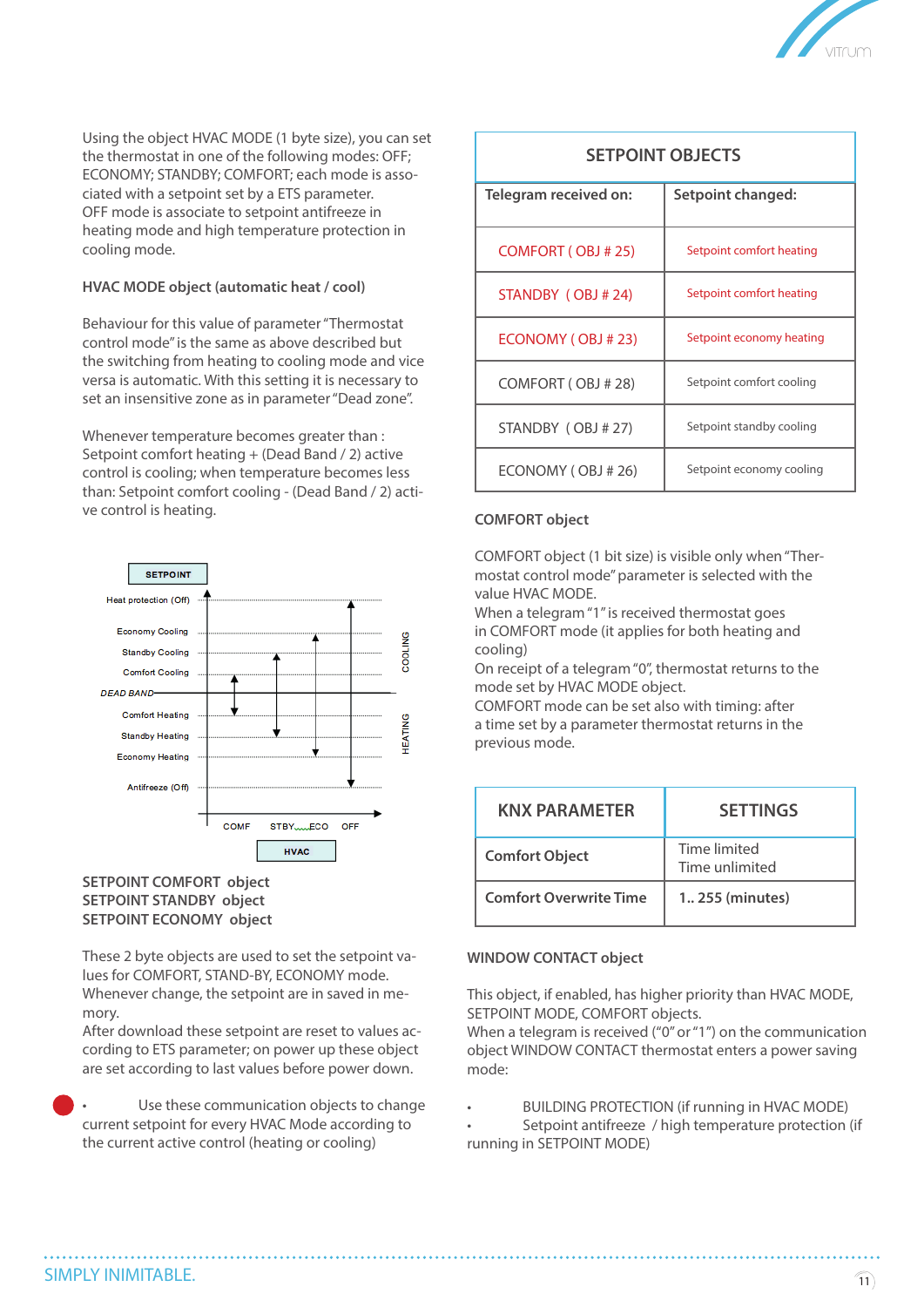Using the object HVAC MODE (1 byte size), you can set the thermostat in one of the following modes: OFF; ECONOMY; STANDBY; COMFORT; each mode is associated with a setpoint set by a ETS parameter.
OFF mode is associate to setpoint antifreeze in heating mode and high temperature protection in cooling mode.

**HVAC MODE object (automatic heat / cool)**

Behaviour for this value of parameter "Thermostat control mode" is the same as above described but the switching from heating to cooling mode and vice versa is automatic. With this setting it is necessary to set an insensitive zone as in parameter "Dead zone".

Whenever temperature becomes greater than : Setpoint comfort heating + (Dead Band / 2) active control is cooling; when temperature becomes less than: Setpoint comfort cooling - (Dead Band / 2) active control is heating.

SETPOINT

Heat protection (Off)
Economy Cooling
Standby Cooling
Comfort Cooling
DEAD BAND
Comfort Heating
Standby Heating
Economy Heating
Antifreeze (Off)

COOLING
HEATING

COMF STBY ECO OFF

HVAC

**SETPOINT COMFORT object**
**SETPOINT STANDBY object**
**SETPOINT ECONOMY object**

These 2 byte objects are used to set the setpoint values for COMFORT, STAND-BY, ECONOMY mode.
Whenever change, the setpoint are in saved in memory.
After download these setpoint are reset to values according to ETS parameter; on power up these object are set according to last values before power down.

- Use these communication objects to change current setpoint for every HVAC Mode according to the current active control (heating or cooling)

| SETPOINT OBJECTS | |
|---|---|
| **Telegram received on:** | **Setpoint changed:** |
| COMFORT ( OBJ # 25) | Setpoint comfort heating |
| STANDBY ( OBJ # 24) | Setpoint comfort heating |
| ECONOMY ( OBJ # 23) | Setpoint economy heating |
| COMFORT ( OBJ # 28) | Setpoint comfort cooling |
| STANDBY ( OBJ # 27) | Setpoint standby cooling |
| ECONOMY ( OBJ # 26) | Setpoint economy cooling |

**COMFORT object**

COMFORT object (1 bit size) is visible only when "Thermostat control mode" parameter is selected with the value HVAC MODE.
When a telegram "1" is received thermostat goes in COMFORT mode (it applies for both heating and cooling)
On receipt of a telegram "0", thermostat returns to the mode set by HVAC MODE object.
COMFORT mode can be set also with timing: after a time set by a parameter thermostat returns in the previous mode.

| KNX PARAMETER | SETTINGS |
|---|---|
| **Comfort Object** | Time limited<br>Time unlimited |
| **Comfort Overwrite Time** | **1.. 255 (minutes)** |

**WINDOW CONTACT object**

This object, if enabled, has higher priority than HVAC MODE, SETPOINT MODE, COMFORT objects.
When a telegram is received ("0" or "1") on the communication object WINDOW CONTACT thermostat enters a power saving mode:

- BUILDING PROTECTION (if running in HVAC MODE)
- Setpoint antifreeze / high temperature protection (if running in SETPOINT MODE)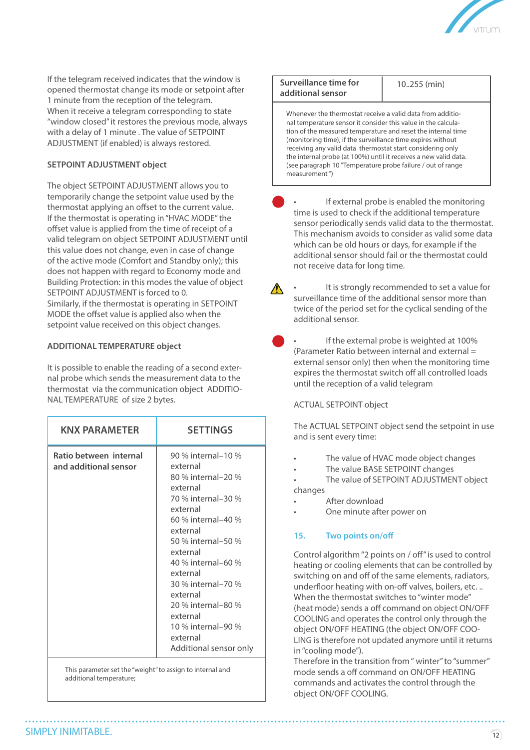If the telegram received indicates that the window is opened thermostat change its mode or setpoint after 1 minute from the reception of the telegram.
When it receive a telegram corresponding to state "window closed" it restores the previous mode, always with a delay of 1 minute . The value of SETPOINT ADJUSTMENT (if enabled) is always restored.

**SETPOINT ADJUSTMENT object**

The object SETPOINT ADJUSTMENT allows you to temporarily change the setpoint value used by the thermostat applying an offset to the current value.
If the thermostat is operating in "HVAC MODE" the offset value is applied from the time of receipt of a valid telegram on object SETPOINT ADJUSTMENT until this value does not change, even in case of change of the active mode (Comfort and Standby only); this does not happen with regard to Economy mode and Building Protection: in this modes the value of object SETPOINT ADJUSTMENT is forced to 0.
Similarly, if the thermostat is operating in SETPOINT MODE the offset value is applied also when the setpoint value received on this object changes.

**ADDITIONAL TEMPERATURE object**

It is possible to enable the reading of a second external probe which sends the measurement data to the thermostat via the communication object ADDITIONAL TEMPERATURE of size 2 bytes.

| KNX PARAMETER | SETTINGS |
|---|---|
| **Ratio between internal and additional sensor** | 90 % internal–10 % external<br>80 % internal–20 % external<br>70 % internal–30 % external<br>60 % internal–40 % external<br>50 % internal–50 % external<br>40 % internal–60 % external<br>30 % internal–70 % external<br>20 % internal–80 % external<br>10 % internal–90 % external<br>Additional sensor only |
| This parameter set the "weight" to assign to internal and additional temperature; | |

| Surveillance time for additional sensor | 10..255 (min) |
|---|---|
| Whenever the thermostat receive a valid data from additional temperature sensor it consider this value in the calculation of the measured temperature and reset the internal time (monitoring time), if the surveillance time expires without receiving any valid data thermostat start considering only the internal probe (at 100%) until it receives a new valid data. (see paragraph 10 "Temperature probe failure / out of range measurement") | |

- If external probe is enabled the monitoring time is used to check if the additional temperature sensor periodically sends valid data to the thermostat. This mechanism avoids to consider as valid some data which can be old hours or days, for example if the additional sensor should fail or the thermostat could not receive data for long time.

- It is strongly recommended to set a value for surveillance time of the additional sensor more than twice of the period set for the cyclical sending of the additional sensor.

- If the external probe is weighted at 100% (Parameter Ratio between internal and external = external sensor only) then when the monitoring time expires the thermostat switch off all controlled loads until the reception of a valid telegram

ACTUAL SETPOINT object

The ACTUAL SETPOINT object send the setpoint in use and is sent every time:

- The value of HVAC mode object changes
- The value BASE SETPOINT changes
- The value of SETPOINT ADJUSTMENT object changes
- After download
- One minute after power on

## 15. Two points on/off

Control algorithm "2 points on / off" is used to control heating or cooling elements that can be controlled by switching on and off of the same elements, radiators, underfloor heating with on-off valves, boilers, etc. ..
When the thermostat switches to "winter mode" (heat mode) sends a off command on object ON/OFF COOLING and operates the control only through the object ON/OFF HEATING (the object ON/OFF COOLING is therefore not updated anymore until it returns in "cooling mode").
Therefore in the transition from " winter" to "summer" mode sends a off command on ON/OFF HEATING commands and activates the control through the object ON/OFF COOLING.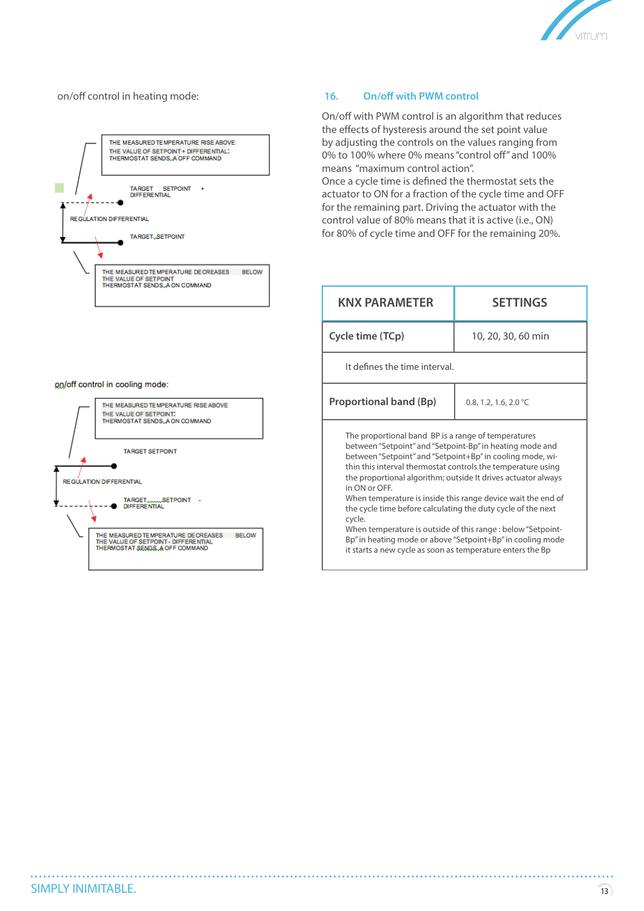on/off control in heating mode:

THE MEASURED TEMPERATURE RISE ABOVE THE VALUE OF SETPOINT + DIFFERENTIAL: THERMOSTAT SENDS A OFF COMMAND

TARGET SETPOINT + DIFFERENTIAL

REGULATION DIFFERENTIAL

TARGET SETPOINT

THE MEASURED TEMPERATURE DECREASES BELOW THE VALUE OF SETPOINT THERMOSTAT SENDS A ON COMMAND

on/off control in cooling mode:

THE MEASURED TEMPERATURE RISE ABOVE THE VALUE OF SETPOINT: THERMOSTAT SENDS A ON COMMAND

TARGET SETPOINT

REGULATION DIFFERENTIAL

TARGET SETPOINT - DIFFERENTIAL

THE MEASURED TEMPERATURE DECREASES BELOW THE VALUE OF SETPOINT - DIFFERENTIAL THERMOSTAT SENDS A OFF COMMAND

## 16. On/off with PWM control

On/off with PWM control is an algorithm that reduces the effects of hysteresis around the set point value by adjusting the controls on the values ranging from 0% to 100% where 0% means "control off" and 100% means "maximum control action".
Once a cycle time is defined the thermostat sets the actuator to ON for a fraction of the cycle time and OFF for the remaining part. Driving the actuator with the control value of 80% means that it is active (i.e., ON) for 80% of cycle time and OFF for the remaining 20%.

| KNX PARAMETER | SETTINGS |
|---|---|
| **Cycle time (TCp)** | 10, 20, 30, 60 min |
| It defines the time interval. | |
| **Proportional band (Bp)** | 0.8, 1.2, 1.6, 2.0 °C |
| The proportional band BP is a range of temperatures between "Setpoint" and "Setpoint-Bp" in heating mode and between "Setpoint" and "Setpoint+Bp" in cooling mode, within this interval thermostat controls the temperature using the proportional algorithm; outside It drives actuator always in ON or OFF. When temperature is inside this range device wait the end of the cycle time before calculating the duty cycle of the next cycle. When temperature is outside of this range : below "Setpoint-Bp" in heating mode or above "Setpoint+Bp" in cooling mode it starts a new cycle as soon as temperature enters the Bp | |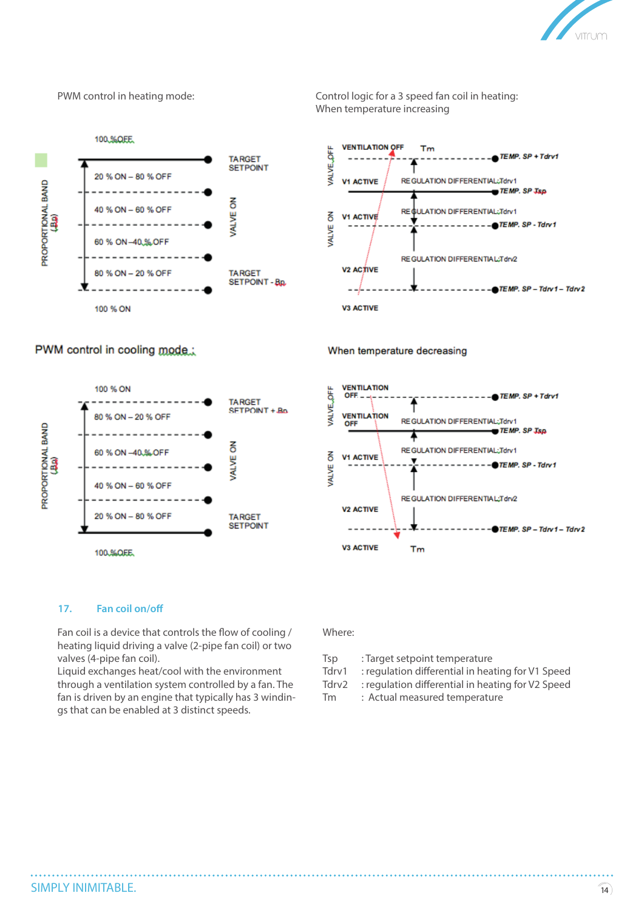PWM control in heating mode:

100 % OFF

TARGET SETPOINT

20 % ON – 80 % OFF

40 % ON – 60 % OFF

60 % ON – 40 % OFF

80 % ON – 20 % OFF

TARGET SETPOINT - Bp

100 % ON

PROPORTIONAL BAND (Bp)

VALVE ON

Control logic for a 3 speed fan coil in heating:
When temperature increasing

VENTILATION OFF — Tm — TEMP. SP + Tdrv1

V1 ACTIVE — REGULATION DIFFERENTIAL Tdrv1 — TEMP. SP Tsp

V1 ACTIVE — REGULATION DIFFERENTIAL Tdrv1 — TEMP. SP - Tdrv1

V2 ACTIVE — REGULATION DIFFERENTIAL Tdrv2 — TEMP. SP – Tdrv1 – Tdrv2

V3 ACTIVE

VALVE OFF / VALVE ON

PWM control in cooling mode :

100 % ON

TARGET SETPOINT + Bp

80 % ON – 20 % OFF

60 % ON – 40 % OFF

40 % ON – 60 % OFF

20 % ON – 80 % OFF

TARGET SETPOINT

100 % OFF

PROPORTIONAL BAND (Bp)

VALVE ON

When temperature decreasing

VENTILATION OFF — TEMP. SP + Tdrv1

VENTILATION OFF — REGULATION DIFFERENTIAL Tdrv1 — TEMP. SP Tsp

V1 ACTIVE — REGULATION DIFFERENTIAL Tdrv1 — TEMP. SP - Tdrv1

V2 ACTIVE — REGULATION DIFFERENTIAL Tdrv2 — TEMP. SP – Tdrv1 – Tdrv2

V3 ACTIVE — Tm

VALVE OFF / VALVE ON

## 17. Fan coil on/off

Fan coil is a device that controls the flow of cooling / heating liquid driving a valve (2-pipe fan coil) or two valves (4-pipe fan coil).
Liquid exchanges heat/cool with the environment through a ventilation system controlled by a fan. The fan is driven by an engine that typically has 3 windings that can be enabled at 3 distinct speeds.

Where:

Tsp : Target setpoint temperature
Tdrv1 : regulation differential in heating for V1 Speed
Tdrv2 : regulation differential in heating for V2 Speed
Tm : Actual measured temperature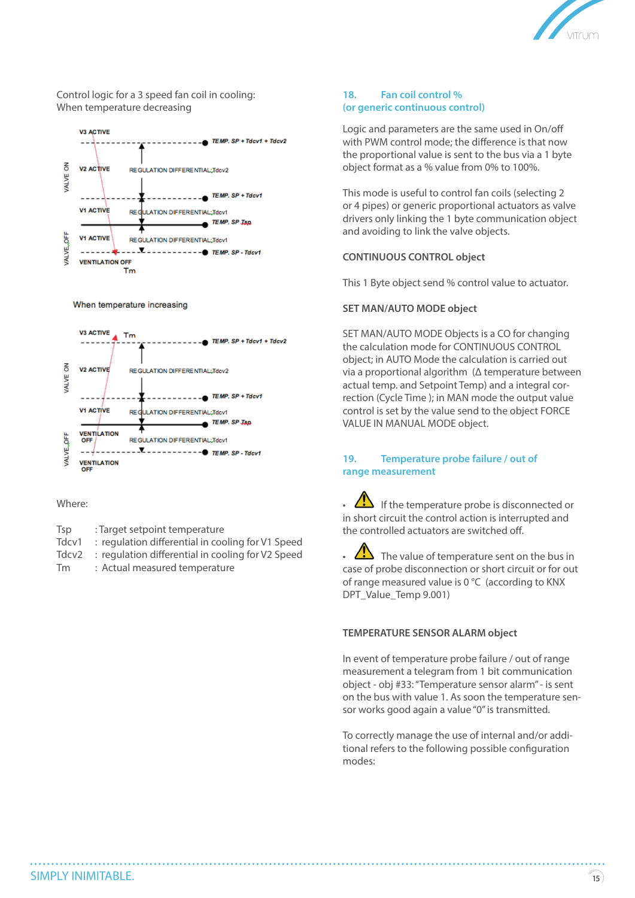Control logic for a 3 speed fan coil in cooling:
When temperature decreasing

V3 ACTIVE — TEMP. SP + Tdcv1 + Tdcv2

VALVE ON — V2 ACTIVE — REGULATION DIFFERENTIAL Tdcv2

TEMP. SP + Tdcv1

V1 ACTIVE — REGULATION DIFFERENTIAL Tdcv1

TEMP. SP Tsp

VALVE OFF — V1 ACTIVE — REGULATION DIFFERENTIAL Tdcv1

TEMP. SP - Tdcv1

VENTILATION OFF

Tm

When temperature increasing

V3 ACTIVE — Tm — TEMP. SP + Tdcv1 + Tdcv2

VALVE ON — V2 ACTIVE — REGULATION DIFFERENTIAL Tdcv2

TEMP. SP + Tdcv1

V1 ACTIVE — REGULATION DIFFERENTIAL Tdcv1

TEMP. SP Tsp

VALVE OFF — VENTILATION OFF — REGULATION DIFFERENTIAL Tdcv1

TEMP. SP - Tdcv1

VENTILATION OFF

Where:

Tsp : Target setpoint temperature
Tdcv1 : regulation differential in cooling for V1 Speed
Tdcv2 : regulation differential in cooling for V2 Speed
Tm : Actual measured temperature

## 18. Fan coil control % (or generic continuous control)

Logic and parameters are the same used in On/off with PWM control mode; the difference is that now the proportional value is sent to the bus via a 1 byte object format as a % value from 0% to 100%.

This mode is useful to control fan coils (selecting 2 or 4 pipes) or generic proportional actuators as valve drivers only linking the 1 byte communication object and avoiding to link the valve objects.

**CONTINUOUS CONTROL object**

This 1 Byte object send % control value to actuator.

**SET MAN/AUTO MODE object**

SET MAN/AUTO MODE Objects is a CO for changing the calculation mode for CONTINUOUS CONTROL object; in AUTO Mode the calculation is carried out via a proportional algorithm (Δ temperature between actual temp. and Setpoint Temp) and a integral correction (Cycle Time ); in MAN mode the output value control is set by the value send to the object FORCE VALUE IN MANUAL MODE object.

## 19. Temperature probe failure / out of range measurement

- ⚠ If the temperature probe is disconnected or in short circuit the control action is interrupted and the controlled actuators are switched off.

- ⚠ The value of temperature sent on the bus in case of probe disconnection or short circuit or for out of range measured value is 0 °C (according to KNX DPT_Value_Temp 9.001)

**TEMPERATURE SENSOR ALARM object**

In event of temperature probe failure / out of range measurement a telegram from 1 bit communication object - obj #33: "Temperature sensor alarm" - is sent on the bus with value 1. As soon the temperature sensor works good again a value "0" is transmitted.

To correctly manage the use of internal and/or additional refers to the following possible configuration modes: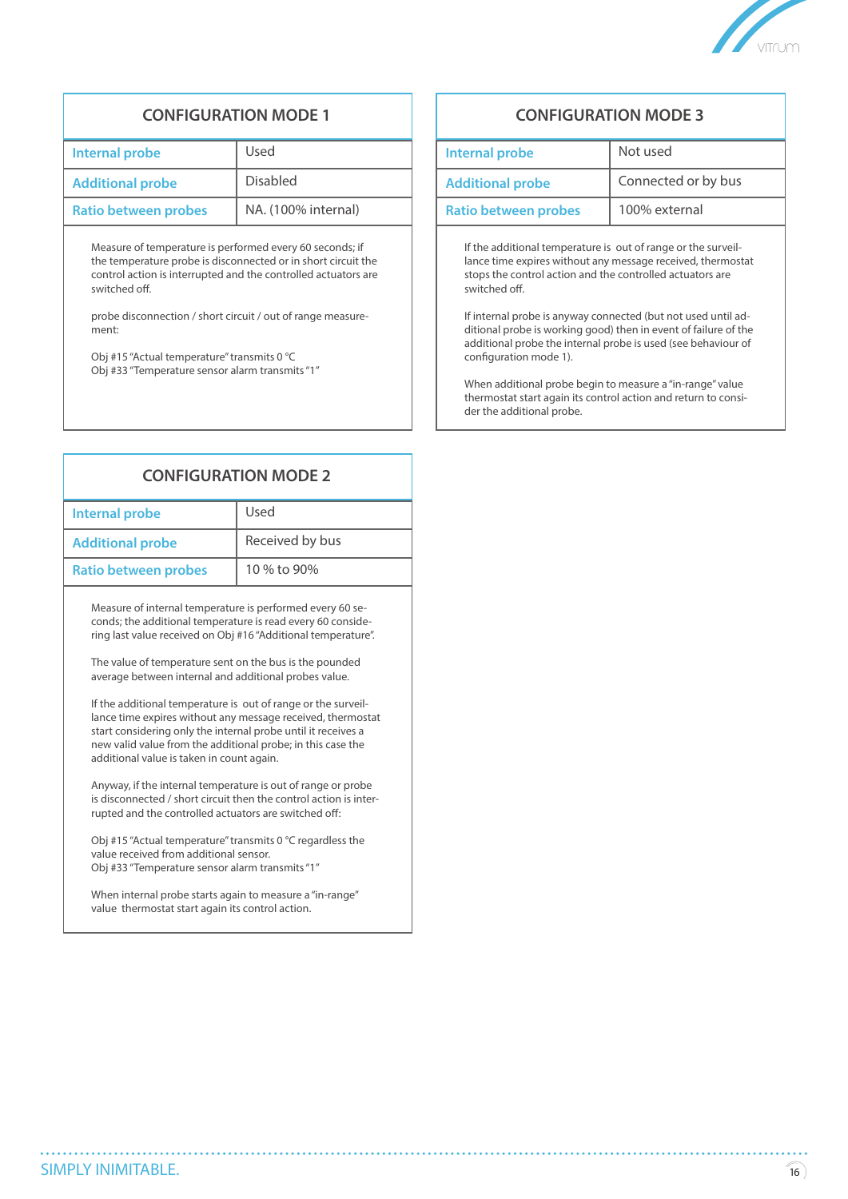## CONFIGURATION MODE 1

| | |
|---|---|
| Internal probe | Used |
| Additional probe | Disabled |
| Ratio between probes | NA. (100% internal) |

Measure of temperature is performed every 60 seconds; if the temperature probe is disconnected or in short circuit the control action is interrupted and the controlled actuators are switched off.

probe disconnection / short circuit / out of range measurement:

Obj #15 "Actual temperature" transmits 0 °C
Obj #33 "Temperature sensor alarm transmits "1"

## CONFIGURATION MODE 2

| | |
|---|---|
| Internal probe | Used |
| Additional probe | Received by bus |
| Ratio between probes | 10 % to 90% |

Measure of internal temperature is performed every 60 seconds; the additional temperature is read every 60 considering last value received on Obj #16 "Additional temperature".

The value of temperature sent on the bus is the pounded average between internal and additional probes value.

If the additional temperature is out of range or the surveillance time expires without any message received, thermostat start considering only the internal probe until it receives a new valid value from the additional probe; in this case the additional value is taken in count again.

Anyway, if the internal temperature is out of range or probe is disconnected / short circuit then the control action is interrupted and the controlled actuators are switched off:

Obj #15 "Actual temperature" transmits 0 °C regardless the value received from additional sensor.
Obj #33 "Temperature sensor alarm transmits "1"

When internal probe starts again to measure a "in-range" value thermostat start again its control action.

## CONFIGURATION MODE 3

| | |
|---|---|
| Internal probe | Not used |
| Additional probe | Connected or by bus |
| Ratio between probes | 100% external |

If the additional temperature is out of range or the surveillance time expires without any message received, thermostat stops the control action and the controlled actuators are switched off.

If internal probe is anyway connected (but not used until additional probe is working good) then in event of failure of the additional probe the internal probe is used (see behaviour of configuration mode 1).

When additional probe begin to measure a "in-range" value thermostat start again its control action and return to consider the additional probe.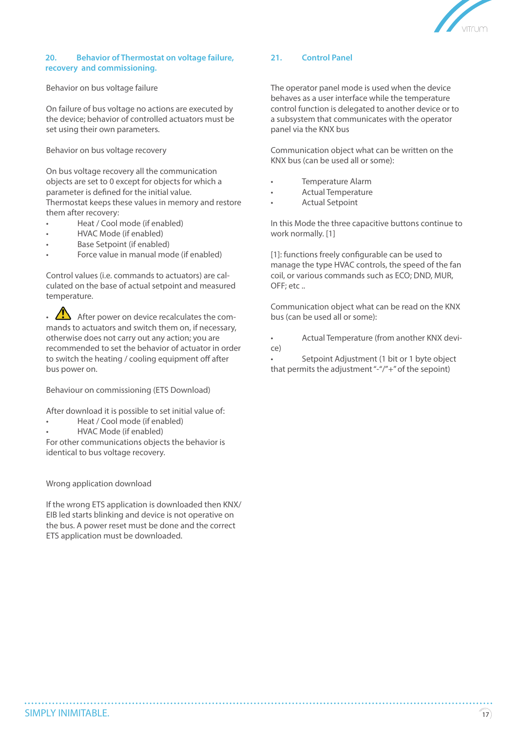## 20. Behavior of Thermostat on voltage failure, recovery and commissioning.

Behavior on bus voltage failure

On failure of bus voltage no actions are executed by the device; behavior of controlled actuators must be set using their own parameters.

Behavior on bus voltage recovery

On bus voltage recovery all the communication objects are set to 0 except for objects for which a parameter is defined for the initial value.
Thermostat keeps these values in memory and restore them after recovery:

- Heat / Cool mode (if enabled)
- HVAC Mode (if enabled)
- Base Setpoint (if enabled)
- Force value in manual mode (if enabled)

Control values (i.e. commands to actuators) are calculated on the base of actual setpoint and measured temperature.

- ⚠ After power on device recalculates the commands to actuators and switch them on, if necessary, otherwise does not carry out any action; you are recommended to set the behavior of actuator in order to switch the heating / cooling equipment off after bus power on.

Behaviour on commissioning (ETS Download)

After download it is possible to set initial value of:

- Heat / Cool mode (if enabled)
- HVAC Mode (if enabled)

For other communications objects the behavior is identical to bus voltage recovery.

Wrong application download

If the wrong ETS application is downloaded then KNX/EIB led starts blinking and device is not operative on the bus. A power reset must be done and the correct ETS application must be downloaded.

## 21. Control Panel

The operator panel mode is used when the device behaves as a user interface while the temperature control function is delegated to another device or to a subsystem that communicates with the operator panel via the KNX bus

Communication object what can be written on the KNX bus (can be used all or some):

- Temperature Alarm
- Actual Temperature
- Actual Setpoint

In this Mode the three capacitive buttons continue to work normally. [1]

[1]: functions freely configurable can be used to manage the type HVAC controls, the speed of the fan coil, or various commands such as ECO; DND, MUR, OFF; etc ..

Communication object what can be read on the KNX bus (can be used all or some):

- Actual Temperature (from another KNX device)
- Setpoint Adjustment (1 bit or 1 byte object that permits the adjustment "-"/"+" of the sepoint)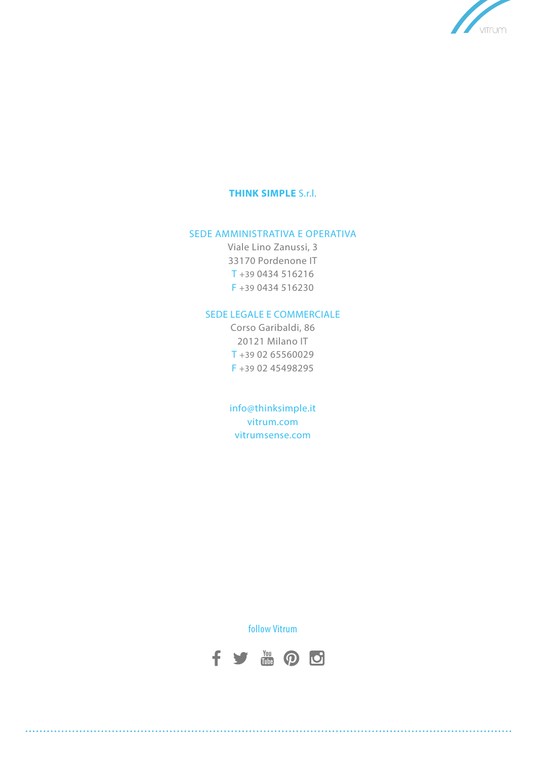**THINK SIMPLE** S.r.l.

SEDE AMMINISTRATIVA E OPERATIVA
Viale Lino Zanussi, 3
33170 Pordenone IT
T +39 0434 516216
F +39 0434 516230

SEDE LEGALE E COMMERCIALE
Corso Garibaldi, 86
20121 Milano IT
T +39 02 65560029
F +39 02 45498295

info@thinksimple.it
vitrum.com
vitrumsense.com

follow Vitrum